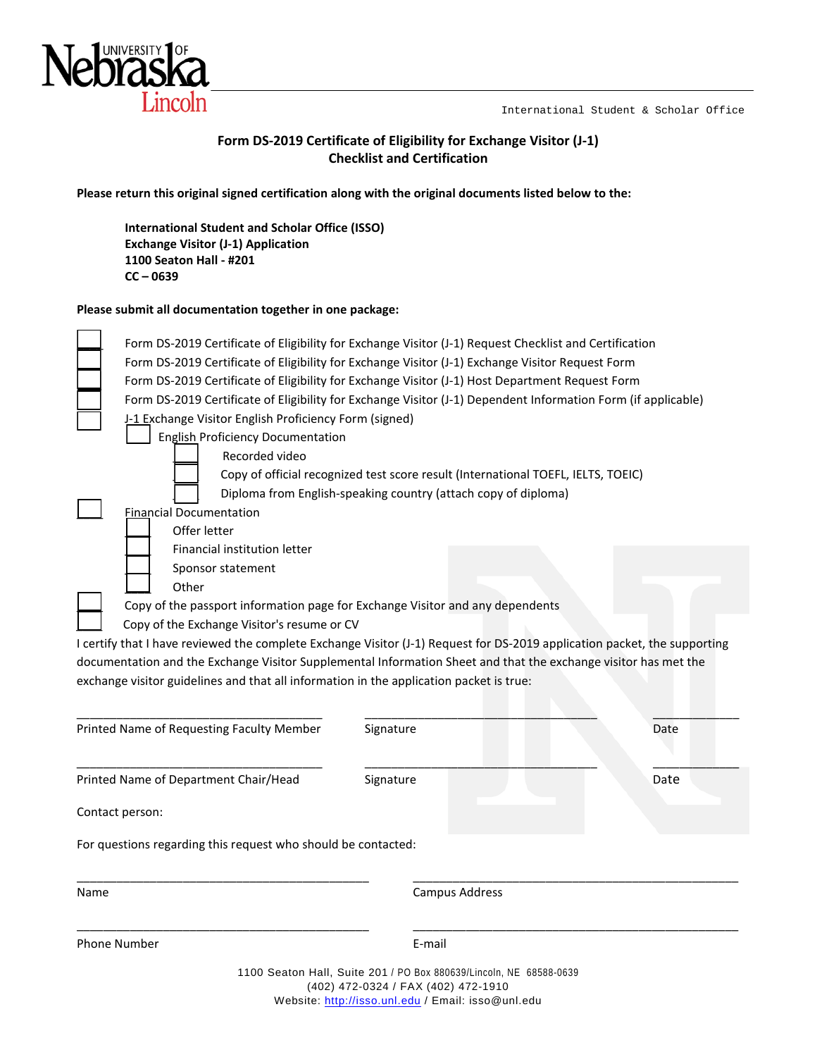University of Nebraska Lincoln

International Student & Scholar Office

## Form DS-2019 Certificate of Eligibility for Exchange Visitor (J-1) Checklist and Certification

**Please return this original signed certification along with the original documents listed below to the:**

**International Student and Scholar Office (ISSO)**
**Exchange Visitor (J-1) Application**
**1100 Seaton Hall - #201**
**CC – 0639**

**Please submit all documentation together in one package:**

- [ ] Form DS-2019 Certificate of Eligibility for Exchange Visitor (J-1) Request Checklist and Certification
- [ ] Form DS-2019 Certificate of Eligibility for Exchange Visitor (J-1) Exchange Visitor Request Form
- [ ] Form DS-2019 Certificate of Eligibility for Exchange Visitor (J-1) Host Department Request Form
- [ ] Form DS-2019 Certificate of Eligibility for Exchange Visitor (J-1) Dependent Information Form (if applicable)
- [ ] J-1 Exchange Visitor English Proficiency Form (signed)
  - [ ] English Proficiency Documentation
    - [ ] Recorded video
    - [ ] Copy of official recognized test score result (International TOEFL, IELTS, TOEIC)
    - [ ] Diploma from English-speaking country (attach copy of diploma)
- [ ] Financial Documentation
  - [ ] Offer letter
  - [ ] Financial institution letter
  - [ ] Sponsor statement
  - [ ] Other
- [ ] Copy of the passport information page for Exchange Visitor and any dependents
- [ ] Copy of the Exchange Visitor's resume or CV

I certify that I have reviewed the complete Exchange Visitor (J-1) Request for DS-2019 application packet, the supporting documentation and the Exchange Visitor Supplemental Information Sheet and that the exchange visitor has met the exchange visitor guidelines and that all information in the application packet is true:

| ______________________________ | ______________________________ | ____________ |
|---|---|---|
| Printed Name of Requesting Faculty Member | Signature | Date |
| ______________________________ | ______________________________ | ____________ |
| Printed Name of Department Chair/Head | Signature | Date |

Contact person:

For questions regarding this request who should be contacted:

| ______________________________ | ______________________________ |
|---|---|
| Name | Campus Address |
| ______________________________ | ______________________________ |
| Phone Number | E-mail |

1100 Seaton Hall, Suite 201 / PO Box 880639/Lincoln, NE 68588-0639
(402) 472-0324 / FAX (402) 472-1910
Website: http://isso.unl.edu / Email: isso@unl.edu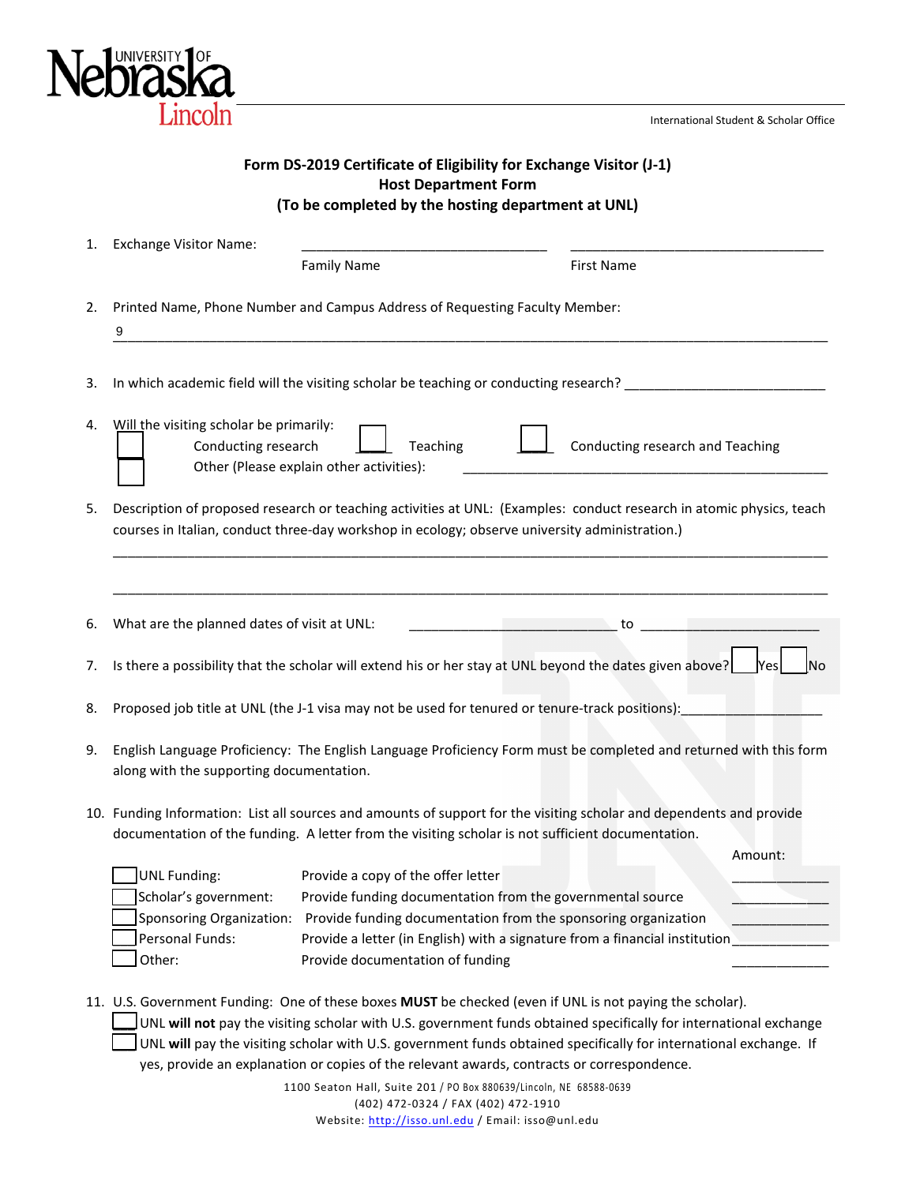University of Nebraska Lincoln

International Student & Scholar Office

## Form DS-2019 Certificate of Eligibility for Exchange Visitor (J-1)
## Host Department Form
## (To be completed by the hosting department at UNL)

1. Exchange Visitor Name: ______________________________ ______________________________
   Family Name First Name

2. Printed Name, Phone Number and Campus Address of Requesting Faculty Member:
   9 ____________________________________________________________________________

3. In which academic field will the visiting scholar be teaching or conducting research? ________________________

4. Will the visiting scholar be primarily:
   ☐ Conducting research ☐ Teaching ☐ Conducting research and Teaching
   ☐ Other (Please explain other activities): ______________________________________________

5. Description of proposed research or teaching activities at UNL: (Examples: conduct research in atomic physics, teach courses in Italian, conduct three-day workshop in ecology; observe university administration.)
   ____________________________________________________________________________
   ____________________________________________________________________________

6. What are the planned dates of visit at UNL: ________________________ to ______________________

7. Is there a possibility that the scholar will extend his or her stay at UNL beyond the dates given above? ☐ Yes ☐ No

8. Proposed job title at UNL (the J-1 visa may not be used for tenured or tenure-track positions):__________________

9. English Language Proficiency: The English Language Proficiency Form must be completed and returned with this form along with the supporting documentation.

10. Funding Information: List all sources and amounts of support for the visiting scholar and dependents and provide documentation of the funding. A letter from the visiting scholar is not sufficient documentation.

| | | Amount: |
|---|---|---|
| ☐ UNL Funding: | Provide a copy of the offer letter | ____________ |
| ☐ Scholar's government: | Provide funding documentation from the governmental source | ____________ |
| ☐ Sponsoring Organization: | Provide funding documentation from the sponsoring organization | ____________ |
| ☐ Personal Funds: | Provide a letter (in English) with a signature from a financial institution | ____________ |
| ☐ Other: | Provide documentation of funding | ____________ |

11. U.S. Government Funding: One of these boxes **MUST** be checked (even if UNL is not paying the scholar).
   ☐ UNL **will not** pay the visiting scholar with U.S. government funds obtained specifically for international exchange
   ☐ UNL **will** pay the visiting scholar with U.S. government funds obtained specifically for international exchange. If yes, provide an explanation or copies of the relevant awards, contracts or correspondence.

1100 Seaton Hall, Suite 201 / PO Box 880639/Lincoln, NE 68588-0639
(402) 472-0324 / FAX (402) 472-1910
Website: http://isso.unl.edu / Email: isso@unl.edu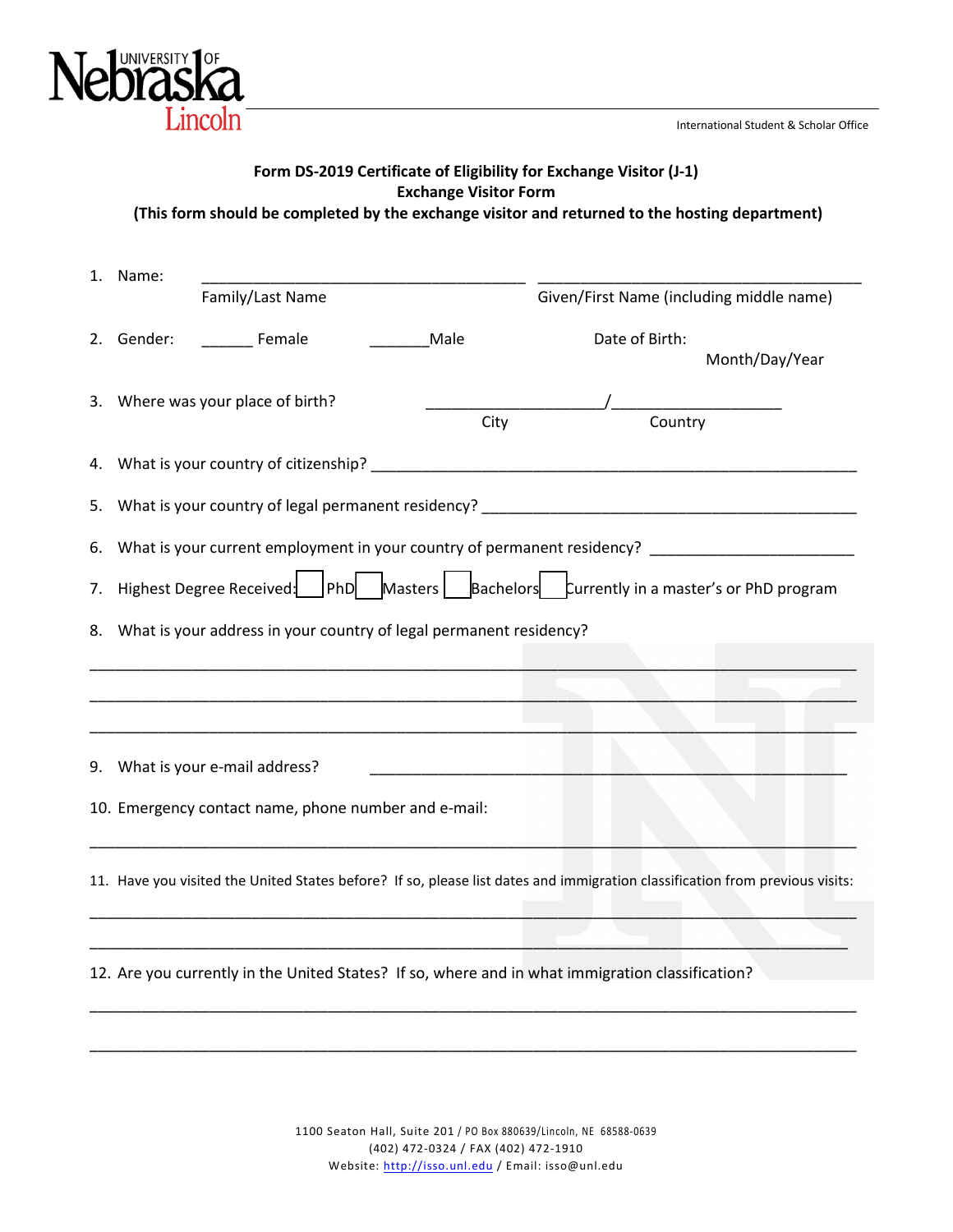University of Nebraska Lincoln

International Student & Scholar Office

**Form DS-2019 Certificate of Eligibility for Exchange Visitor (J-1)**
**Exchange Visitor Form**
**(This form should be completed by the exchange visitor and returned to the hosting department)**

1. Name: ______________________________________ ______________________________________
   Family/Last Name Given/First Name (including middle name)

2. Gender: ______ Female _______Male Date of Birth:
   Month/Day/Year

3. Where was your place of birth? ____________________/____________________
   City Country

4. What is your country of citizenship? ________________________________________________________

5. What is your country of legal permanent residency? _____________________________________________

6. What is your current employment in your country of permanent residency? _______________________

7. Highest Degree Received: ☐ PhD ☐ Masters ☐ Bachelors ☐ Currently in a master's or PhD program

8. What is your address in your country of legal permanent residency?

________________________________________________________________________________________

________________________________________________________________________________________

________________________________________________________________________________________

9. What is your e-mail address? ________________________________________________________

10. Emergency contact name, phone number and e-mail:

________________________________________________________________________________________

11. Have you visited the United States before? If so, please list dates and immigration classification from previous visits:

________________________________________________________________________________________

________________________________________________________________________________________

12. Are you currently in the United States? If so, where and in what immigration classification?

________________________________________________________________________________________

________________________________________________________________________________________

1100 Seaton Hall, Suite 201 / PO Box 880639/Lincoln, NE 68588-0639
(402) 472-0324 / FAX (402) 472-1910
Website: http://isso.unl.edu / Email: isso@unl.edu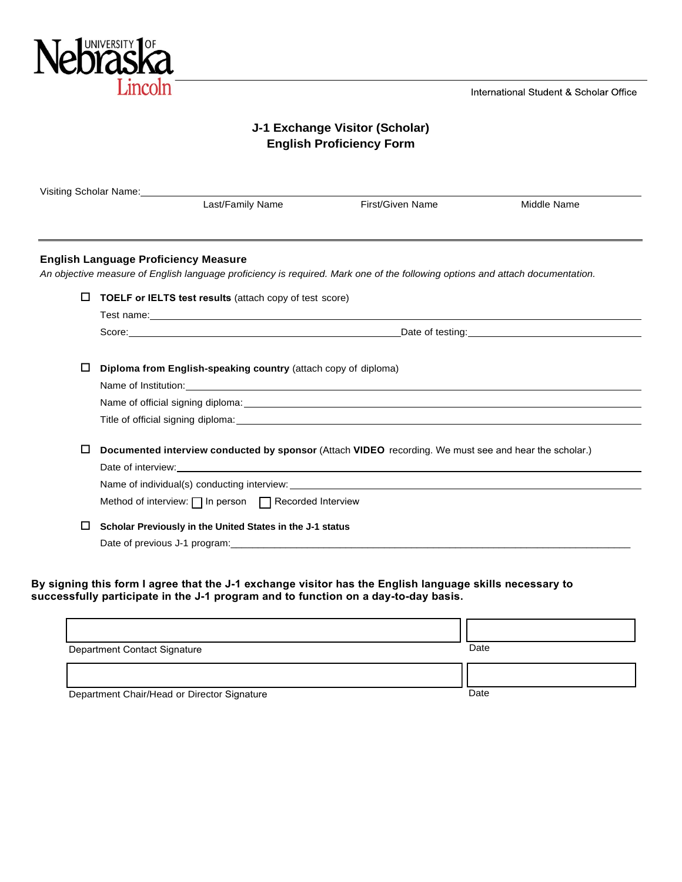University of Nebraska Lincoln

International Student & Scholar Office

# J-1 Exchange Visitor (Scholar)
# English Proficiency Form

Visiting Scholar Name: ______________________________________________

Last/Family Name    First/Given Name    Middle Name

---

## English Language Proficiency Measure

*An objective measure of English language proficiency is required. Mark one of the following options and attach documentation.*

☐ **TOEFL or IELTS test results** (attach copy of test score)

Test name: ______________________________________________

Score: ______________________ Date of testing: ______________________

☐ **Diploma from English-speaking country** (attach copy of diploma)

Name of Institution: ______________________________________________

Name of official signing diploma: ______________________________________________

Title of official signing diploma: ______________________________________________

☐ **Documented interview conducted by sponsor** (Attach **VIDEO** recording. We must see and hear the scholar.)

Date of interview: ______________________________________________

Name of individual(s) conducting interview: ______________________________________________

Method of interview: ☐ In person ☐ Recorded Interview

☐ **Scholar Previously in the United States in the J-1 status**

Date of previous J-1 program: ______________________________________________

**By signing this form I agree that the J-1 exchange visitor has the English language skills necessary to successfully participate in the J-1 program and to function on a day-to-day basis.**

| | |
|---|---|
| Department Contact Signature | Date |
| Department Chair/Head or Director Signature | Date |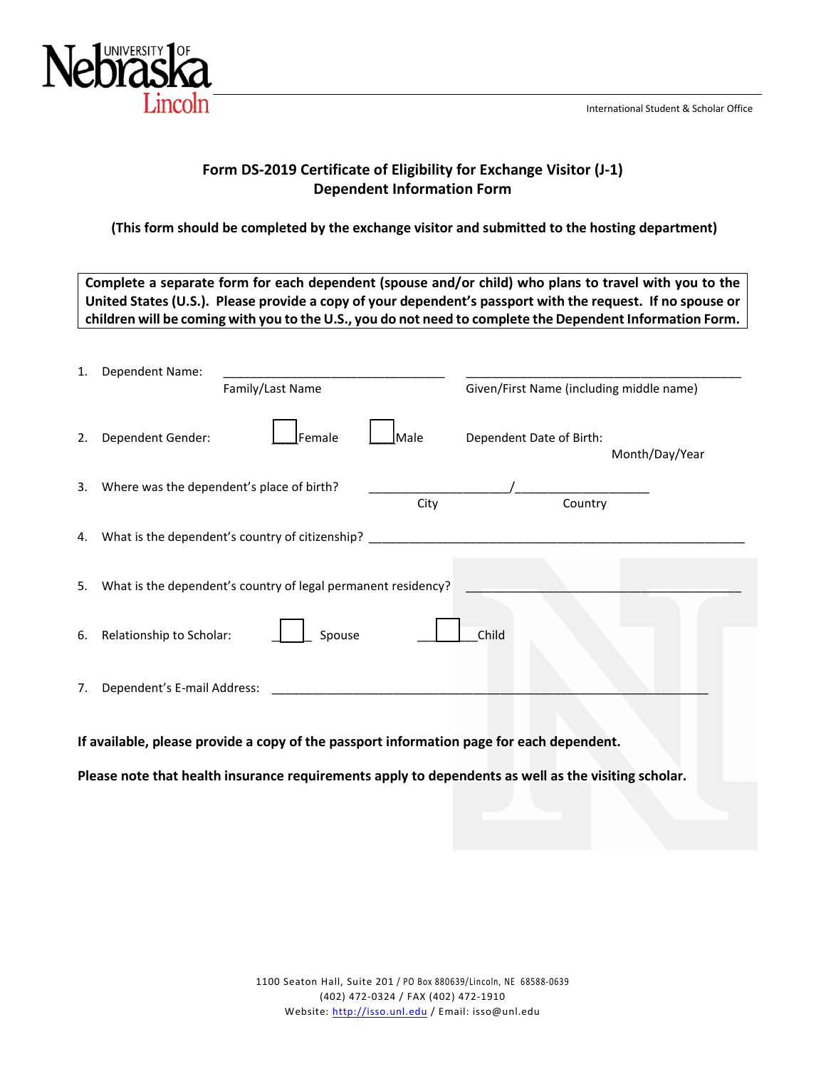International Student & Scholar Office

# Form DS-2019 Certificate of Eligibility for Exchange Visitor (J-1)
## Dependent Information Form

**(This form should be completed by the exchange visitor and submitted to the hosting department)**

**Complete a separate form for each dependent (spouse and/or child) who plans to travel with you to the United States (U.S.). Please provide a copy of your dependent's passport with the request. If no spouse or children will be coming with you to the U.S., you do not need to complete the Dependent Information Form.**

1. Dependent Name: ______________________________ ______________________________
   Family/Last Name                Given/First Name (including middle name)

2. Dependent Gender: ☐ Female ☐ Male     Dependent Date of Birth:
   Month/Day/Year

3. Where was the dependent's place of birth? ____________________/____________________
   City                Country

4. What is the dependent's country of citizenship? ______________________________

5. What is the dependent's country of legal permanent residency? ______________________________

6. Relationship to Scholar: ☐ Spouse ☐ Child

7. Dependent's E-mail Address: ______________________________

**If available, please provide a copy of the passport information page for each dependent.**

**Please note that health insurance requirements apply to dependents as well as the visiting scholar.**

1100 Seaton Hall, Suite 201 / PO Box 880639/Lincoln, NE 68588-0639
(402) 472-0324 / FAX (402) 472-1910
Website: http://isso.unl.edu / Email: isso@unl.edu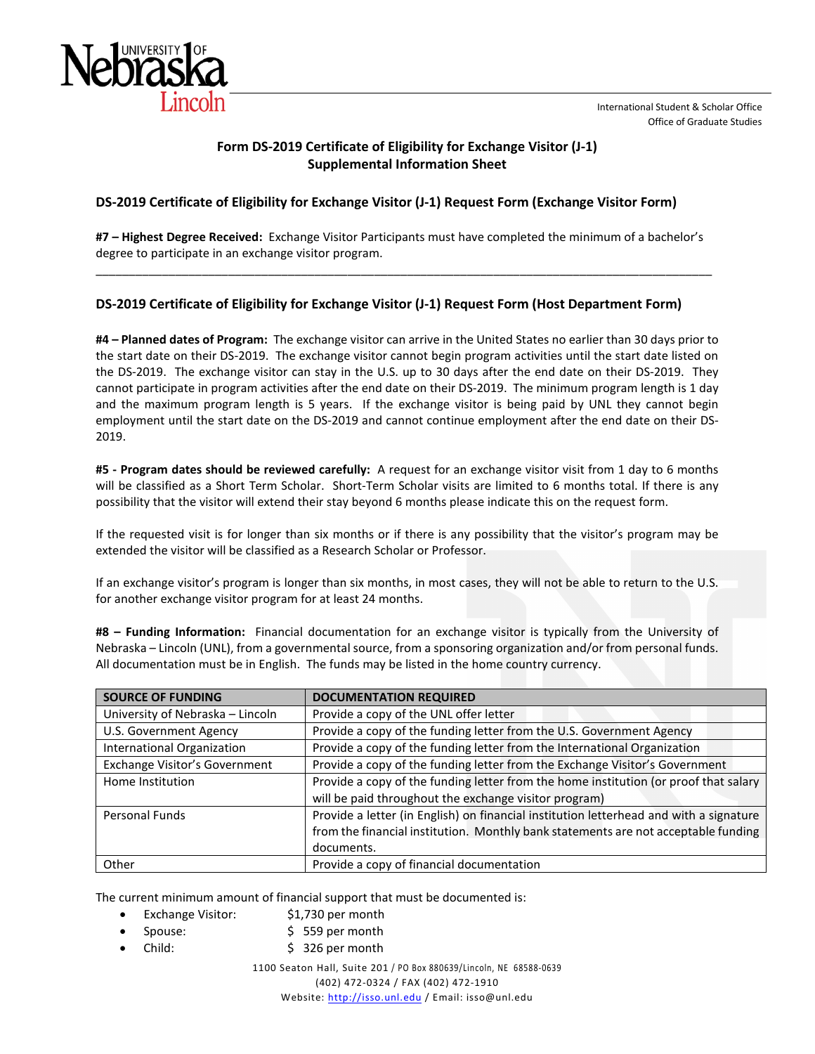International Student & Scholar Office
Office of Graduate Studies

## Form DS-2019 Certificate of Eligibility for Exchange Visitor (J-1) Supplemental Information Sheet

### DS-2019 Certificate of Eligibility for Exchange Visitor (J-1) Request Form (Exchange Visitor Form)

**#7 – Highest Degree Received:** Exchange Visitor Participants must have completed the minimum of a bachelor's degree to participate in an exchange visitor program.

---

### DS-2019 Certificate of Eligibility for Exchange Visitor (J-1) Request Form (Host Department Form)

**#4 – Planned dates of Program:** The exchange visitor can arrive in the United States no earlier than 30 days prior to the start date on their DS-2019. The exchange visitor cannot begin program activities until the start date listed on the DS-2019. The exchange visitor can stay in the U.S. up to 30 days after the end date on their DS-2019. They cannot participate in program activities after the end date on their DS-2019. The minimum program length is 1 day and the maximum program length is 5 years. If the exchange visitor is being paid by UNL they cannot begin employment until the start date on the DS-2019 and cannot continue employment after the end date on their DS-2019.

**#5 - Program dates should be reviewed carefully:** A request for an exchange visitor visit from 1 day to 6 months will be classified as a Short Term Scholar. Short-Term Scholar visits are limited to 6 months total. If there is any possibility that the visitor will extend their stay beyond 6 months please indicate this on the request form.

If the requested visit is for longer than six months or if there is any possibility that the visitor's program may be extended the visitor will be classified as a Research Scholar or Professor.

If an exchange visitor's program is longer than six months, in most cases, they will not be able to return to the U.S. for another exchange visitor program for at least 24 months.

**#8 – Funding Information:** Financial documentation for an exchange visitor is typically from the University of Nebraska – Lincoln (UNL), from a governmental source, from a sponsoring organization and/or from personal funds. All documentation must be in English. The funds may be listed in the home country currency.

| SOURCE OF FUNDING | DOCUMENTATION REQUIRED |
|---|---|
| University of Nebraska – Lincoln | Provide a copy of the UNL offer letter |
| U.S. Government Agency | Provide a copy of the funding letter from the U.S. Government Agency |
| International Organization | Provide a copy of the funding letter from the International Organization |
| Exchange Visitor's Government | Provide a copy of the funding letter from the Exchange Visitor's Government |
| Home Institution | Provide a copy of the funding letter from the home institution (or proof that salary will be paid throughout the exchange visitor program) |
| Personal Funds | Provide a letter (in English) on financial institution letterhead and with a signature from the financial institution. Monthly bank statements are not acceptable funding documents. |
| Other | Provide a copy of financial documentation |

The current minimum amount of financial support that must be documented is:

- Exchange Visitor: $1,730 per month
- Spouse: $ 559 per month
- Child: $ 326 per month

1100 Seaton Hall, Suite 201 / PO Box 880639/Lincoln, NE 68588-0639
(402) 472-0324 / FAX (402) 472-1910
Website: http://isso.unl.edu / Email: isso@unl.edu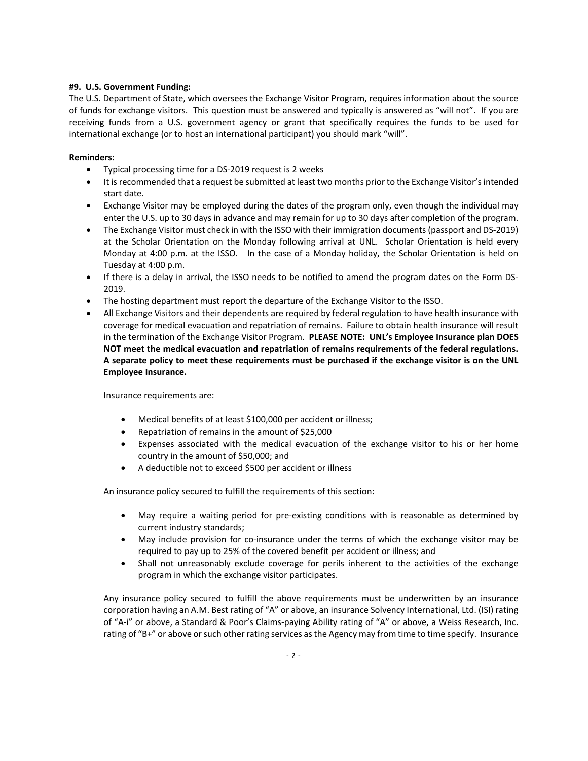**#9. U.S. Government Funding:**

The U.S. Department of State, which oversees the Exchange Visitor Program, requires information about the source of funds for exchange visitors. This question must be answered and typically is answered as "will not". If you are receiving funds from a U.S. government agency or grant that specifically requires the funds to be used for international exchange (or to host an international participant) you should mark "will".

**Reminders:**

- Typical processing time for a DS-2019 request is 2 weeks
- It is recommended that a request be submitted at least two months prior to the Exchange Visitor's intended start date.
- Exchange Visitor may be employed during the dates of the program only, even though the individual may enter the U.S. up to 30 days in advance and may remain for up to 30 days after completion of the program.
- The Exchange Visitor must check in with the ISSO with their immigration documents (passport and DS-2019) at the Scholar Orientation on the Monday following arrival at UNL. Scholar Orientation is held every Monday at 4:00 p.m. at the ISSO. In the case of a Monday holiday, the Scholar Orientation is held on Tuesday at 4:00 p.m.
- If there is a delay in arrival, the ISSO needs to be notified to amend the program dates on the Form DS-2019.
- The hosting department must report the departure of the Exchange Visitor to the ISSO.
- All Exchange Visitors and their dependents are required by federal regulation to have health insurance with coverage for medical evacuation and repatriation of remains. Failure to obtain health insurance will result in the termination of the Exchange Visitor Program. **PLEASE NOTE: UNL's Employee Insurance plan DOES NOT meet the medical evacuation and repatriation of remains requirements of the federal regulations. A separate policy to meet these requirements must be purchased if the exchange visitor is on the UNL Employee Insurance.**

  Insurance requirements are:

  - Medical benefits of at least $100,000 per accident or illness;
  - Repatriation of remains in the amount of $25,000
  - Expenses associated with the medical evacuation of the exchange visitor to his or her home country in the amount of $50,000; and
  - A deductible not to exceed $500 per accident or illness

  An insurance policy secured to fulfill the requirements of this section:

  - May require a waiting period for pre-existing conditions with is reasonable as determined by current industry standards;
  - May include provision for co-insurance under the terms of which the exchange visitor may be required to pay up to 25% of the covered benefit per accident or illness; and
  - Shall not unreasonably exclude coverage for perils inherent to the activities of the exchange program in which the exchange visitor participates.

  Any insurance policy secured to fulfill the above requirements must be underwritten by an insurance corporation having an A.M. Best rating of "A" or above, an insurance Solvency International, Ltd. (ISI) rating of "A-i" or above, a Standard & Poor's Claims-paying Ability rating of "A" or above, a Weiss Research, Inc. rating of "B+" or above or such other rating services as the Agency may from time to time specify. Insurance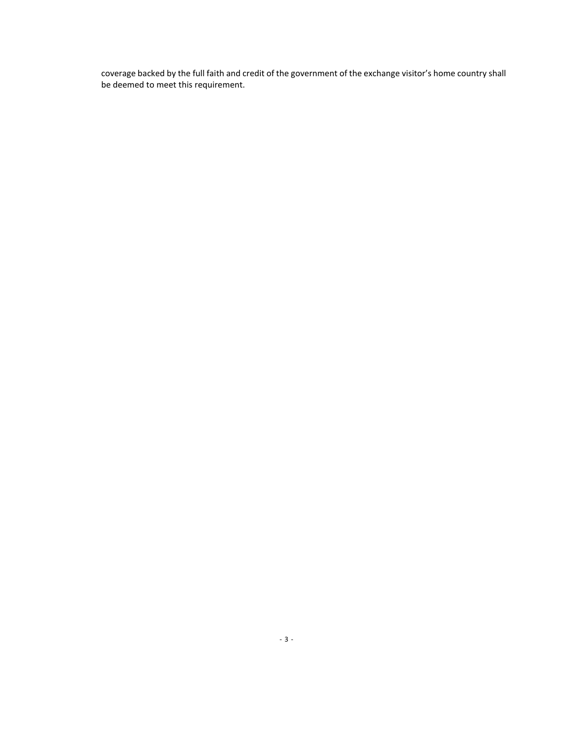coverage backed by the full faith and credit of the government of the exchange visitor's home country shall be deemed to meet this requirement.